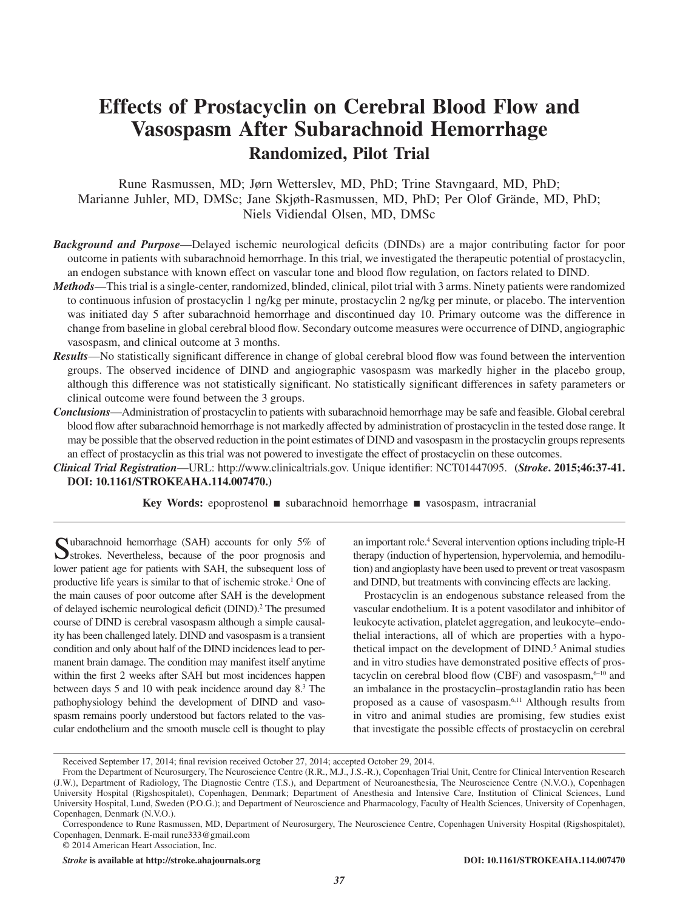# Effects of Prostacyclin on Cerebral Blood Flow and Vasospasm After Subarachnoid Hemorrhage

## Randomized, Pilot Trial

Rune Rasmussen, MD; Jørn Wetterslev, MD, PhD; Trine Stavngaard, MD, PhD; Marianne Juhler, MD, DMSc; Jane Skjøth-Rasmussen, MD, PhD; Per Olof Grände, MD, PhD; Niels Vidiendal Olsen, MD, DMSc

***Background and Purpose***—Delayed ischemic neurological deficits (DINDs) are a major contributing factor for poor outcome in patients with subarachnoid hemorrhage. In this trial, we investigated the therapeutic potential of prostacyclin, an endogen substance with known effect on vascular tone and blood flow regulation, on factors related to DIND.

***Methods***—This trial is a single-center, randomized, blinded, clinical, pilot trial with 3 arms. Ninety patients were randomized to continuous infusion of prostacyclin 1 ng/kg per minute, prostacyclin 2 ng/kg per minute, or placebo. The intervention was initiated day 5 after subarachnoid hemorrhage and discontinued day 10. Primary outcome was the difference in change from baseline in global cerebral blood flow. Secondary outcome measures were occurrence of DIND, angiographic vasospasm, and clinical outcome at 3 months.

***Results***—No statistically significant difference in change of global cerebral blood flow was found between the intervention groups. The observed incidence of DIND and angiographic vasospasm was markedly higher in the placebo group, although this difference was not statistically significant. No statistically significant differences in safety parameters or clinical outcome were found between the 3 groups.

***Conclusions***—Administration of prostacyclin to patients with subarachnoid hemorrhage may be safe and feasible. Global cerebral blood flow after subarachnoid hemorrhage is not markedly affected by administration of prostacyclin in the tested dose range. It may be possible that the observed reduction in the point estimates of DIND and vasospasm in the prostacyclin groups represents an effect of prostacyclin as this trial was not powered to investigate the effect of prostacyclin on these outcomes.

***Clinical Trial Registration***—URL: http://www.clinicaltrials.gov. Unique identifier: NCT01447095. **(*Stroke*. 2015;46:37-41. DOI: 10.1161/STROKEAHA.114.007470.)**

**Key Words:** epoprostenol ■ subarachnoid hemorrhage ■ vasospasm, intracranial

Subarachnoid hemorrhage (SAH) accounts for only 5% of strokes. Nevertheless, because of the poor prognosis and lower patient age for patients with SAH, the subsequent loss of productive life years is similar to that of ischemic stroke.[1] One of the main causes of poor outcome after SAH is the development of delayed ischemic neurological deficit (DIND).[2] The presumed course of DIND is cerebral vasospasm although a simple causality has been challenged lately. DIND and vasospasm is a transient condition and only about half of the DIND incidences lead to permanent brain damage. The condition may manifest itself anytime within the first 2 weeks after SAH but most incidences happen between days 5 and 10 with peak incidence around day 8.[3] The pathophysiology behind the development of DIND and vasospasm remains poorly understood but factors related to the vascular endothelium and the smooth muscle cell is thought to play an important role.[4] Several intervention options including triple-H therapy (induction of hypertension, hypervolemia, and hemodilution) and angioplasty have been used to prevent or treat vasospasm and DIND, but treatments with convincing effects are lacking.

Prostacyclin is an endogenous substance released from the vascular endothelium. It is a potent vasodilator and inhibitor of leukocyte activation, platelet aggregation, and leukocyte–endothelial interactions, all of which are properties with a hypothetical impact on the development of DIND.[5] Animal studies and in vitro studies have demonstrated positive effects of prostacyclin on cerebral blood flow (CBF) and vasospasm,[6–10] and an imbalance in the prostacyclin–prostaglandin ratio has been proposed as a cause of vasospasm.[6,11] Although results from in vitro and animal studies are promising, few studies exist that investigate the possible effects of prostacyclin on cerebral

Received September 17, 2014; final revision received October 27, 2014; accepted October 29, 2014.

From the Department of Neurosurgery, The Neuroscience Centre (R.R., M.J., J.S.-R.), Copenhagen Trial Unit, Centre for Clinical Intervention Research (J.W.), Department of Radiology, The Diagnostic Centre (T.S.), and Department of Neuroanesthesia, The Neuroscience Centre (N.V.O.), Copenhagen University Hospital (Rigshospitalet), Copenhagen, Denmark; Department of Anesthesia and Intensive Care, Institution of Clinical Sciences, Lund University Hospital, Lund, Sweden (P.O.G.); and Department of Neuroscience and Pharmacology, Faculty of Health Sciences, University of Copenhagen, Copenhagen, Denmark (N.V.O.).

Correspondence to Rune Rasmussen, MD, Department of Neurosurgery, The Neuroscience Centre, Copenhagen University Hospital (Rigshospitalet), Copenhagen, Denmark. E-mail rune333@gmail.com

© 2014 American Heart Association, Inc.

*Stroke* **is available at http://stroke.ahajournals.org** **DOI: 10.1161/STROKEAHA.114.007470**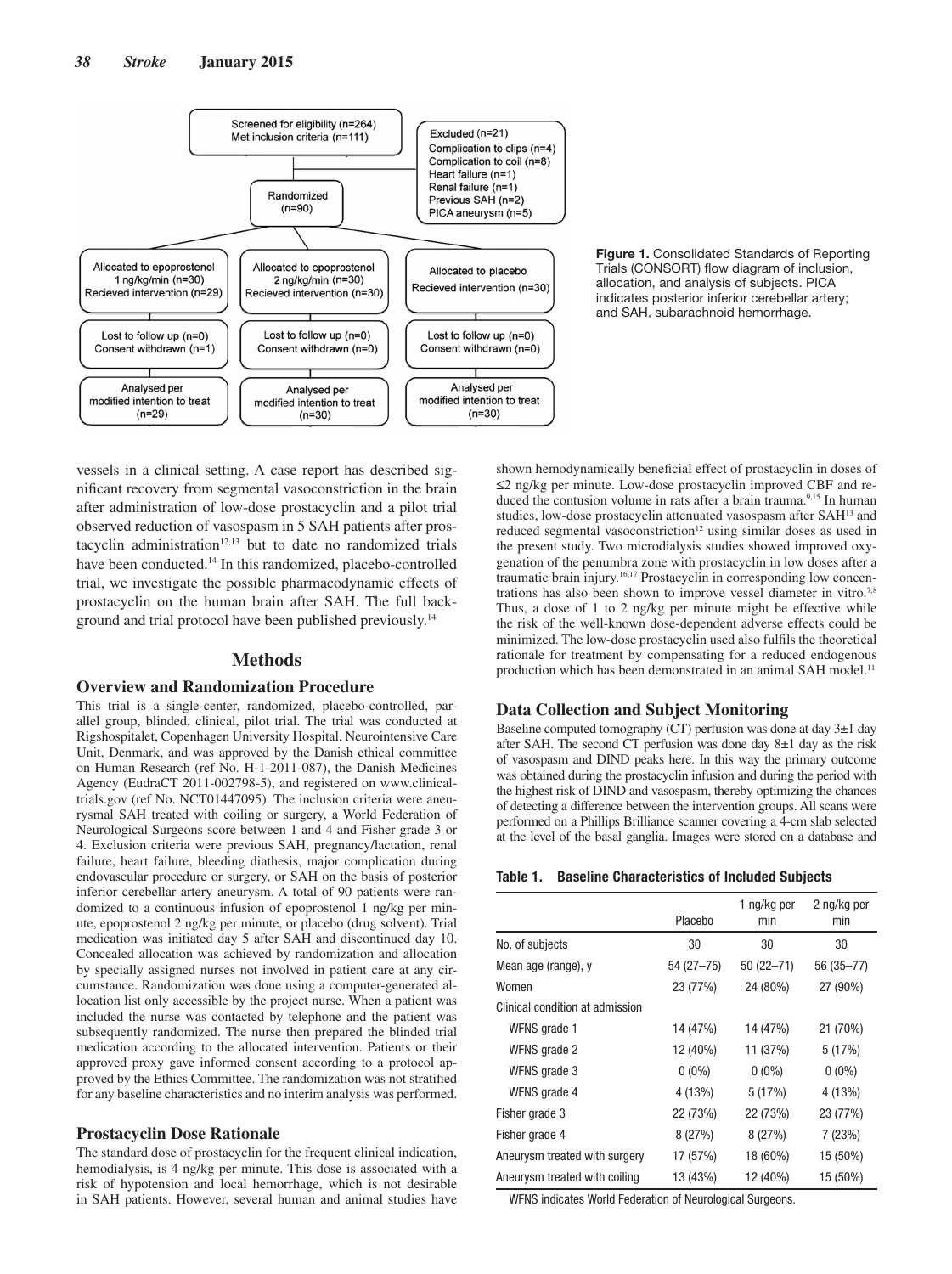Screened for eligibility (n=264)
Met inclusion criteria (n=111)

Excluded (n=21)
Complication to clips (n=4)
Complication to coil (n=8)
Heart failure (n=1)
Renal failure (n=1)
Previous SAH (n=2)
PICA aneurysm (n=5)

Randomized (n=90)

| Allocated to epoprostenol 1 ng/kg/min (n=30) Recieved intervention (n=29) | Allocated to epoprostenol 2 ng/kg/min (n=30) Recieved intervention (n=30) | Allocated to placebo Recieved intervention (n=30) |
|---|---|---|
| Lost to follow up (n=0) Consent withdrawn (n=1) | Lost to follow up (n=0) Consent withdrawn (n=0) | Lost to follow up (n=0) Consent withdrawn (n=0) |
| Analysed per modified intention to treat (n=29) | Analysed per modified intention to treat (n=30) | Analysed per modified intention to treat (n=30) |

**Figure 1.** Consolidated Standards of Reporting Trials (CONSORT) flow diagram of inclusion, allocation, and analysis of subjects. PICA indicates posterior inferior cerebellar artery; and SAH, subarachnoid hemorrhage.

vessels in a clinical setting. A case report has described significant recovery from segmental vasoconstriction in the brain after administration of low-dose prostacyclin and a pilot trial observed reduction of vasospasm in 5 SAH patients after prostacyclin administration[12,13] but to date no randomized trials have been conducted.[14] In this randomized, placebo-controlled trial, we investigate the possible pharmacodynamic effects of prostacyclin on the human brain after SAH. The full background and trial protocol have been published previously.[14]

## Methods

### Overview and Randomization Procedure

This trial is a single-center, randomized, placebo-controlled, parallel group, blinded, clinical, pilot trial. The trial was conducted at Rigshospitalet, Copenhagen University Hospital, Neurointensive Care Unit, Denmark, and was approved by the Danish ethical committee on Human Research (ref No. H-1-2011-087), the Danish Medicines Agency (EudraCT 2011-002798-5), and registered on www.clinicaltrials.gov (ref No. NCT01447095). The inclusion criteria were aneurysmal SAH treated with coiling or surgery, a World Federation of Neurological Surgeons score between 1 and 4 and Fisher grade 3 or 4. Exclusion criteria were previous SAH, pregnancy/lactation, renal failure, heart failure, bleeding diathesis, major complication during endovascular procedure or surgery, or SAH on the basis of posterior inferior cerebellar artery aneurysm. A total of 90 patients were randomized to a continuous infusion of epoprostenol 1 ng/kg per minute, epoprostenol 2 ng/kg per minute, or placebo (drug solvent). Trial medication was initiated day 5 after SAH and discontinued day 10. Concealed allocation was achieved by randomization and allocation by specially assigned nurses not involved in patient care at any circumstance. Randomization was done using a computer-generated allocation list only accessible by the project nurse. When a patient was included the nurse was contacted by telephone and the patient was subsequently randomized. The nurse then prepared the blinded trial medication according to the allocated intervention. Patients or their approved proxy gave informed consent according to a protocol approved by the Ethics Committee. The randomization was not stratified for any baseline characteristics and no interim analysis was performed.

### Prostacyclin Dose Rationale

The standard dose of prostacyclin for the frequent clinical indication, hemodialysis, is 4 ng/kg per minute. This dose is associated with a risk of hypotension and local hemorrhage, which is not desirable in SAH patients. However, several human and animal studies have shown hemodynamically beneficial effect of prostacyclin in doses of ≤2 ng/kg per minute. Low-dose prostacyclin improved CBF and reduced the contusion volume in rats after a brain trauma.[9,15] In human studies, low-dose prostacyclin attenuated vasospasm after SAH[13] and reduced segmental vasoconstriction[12] using similar doses as used in the present study. Two microdialysis studies showed improved oxygenation of the penumbra zone with prostacyclin in low doses after a traumatic brain injury.[16,17] Prostacyclin in corresponding low concentrations has also been shown to improve vessel diameter in vitro.[7,8] Thus, a dose of 1 to 2 ng/kg per minute might be effective while the risk of the well-known dose-dependent adverse effects could be minimized. The low-dose prostacyclin used also fulfils the theoretical rationale for treatment by compensating for a reduced endogenous production which has been demonstrated in an animal SAH model.[11]

### Data Collection and Subject Monitoring

Baseline computed tomography (CT) perfusion was done at day 3±1 day after SAH. The second CT perfusion was done day 8±1 day as the risk of vasospasm and DIND peaks here. In this way the primary outcome was obtained during the prostacyclin infusion and during the period with the highest risk of DIND and vasospasm, thereby optimizing the chances of detecting a difference between the intervention groups. All scans were performed on a Phillips Brilliance scanner covering a 4-cm slab selected at the level of the basal ganglia. Images were stored on a database and

**Table 1. Baseline Characteristics of Included Subjects**

| | Placebo | 1 ng/kg per min | 2 ng/kg per min |
|---|---|---|---|
| No. of subjects | 30 | 30 | 30 |
| Mean age (range), y | 54 (27–75) | 50 (22–71) | 56 (35–77) |
| Women | 23 (77%) | 24 (80%) | 27 (90%) |
| Clinical condition at admission | | | |
| WFNS grade 1 | 14 (47%) | 14 (47%) | 21 (70%) |
| WFNS grade 2 | 12 (40%) | 11 (37%) | 5 (17%) |
| WFNS grade 3 | 0 (0%) | 0 (0%) | 0 (0%) |
| WFNS grade 4 | 4 (13%) | 5 (17%) | 4 (13%) |
| Fisher grade 3 | 22 (73%) | 22 (73%) | 23 (77%) |
| Fisher grade 4 | 8 (27%) | 8 (27%) | 7 (23%) |
| Aneurysm treated with surgery | 17 (57%) | 18 (60%) | 15 (50%) |
| Aneurysm treated with coiling | 13 (43%) | 12 (40%) | 15 (50%) |

WFNS indicates World Federation of Neurological Surgeons.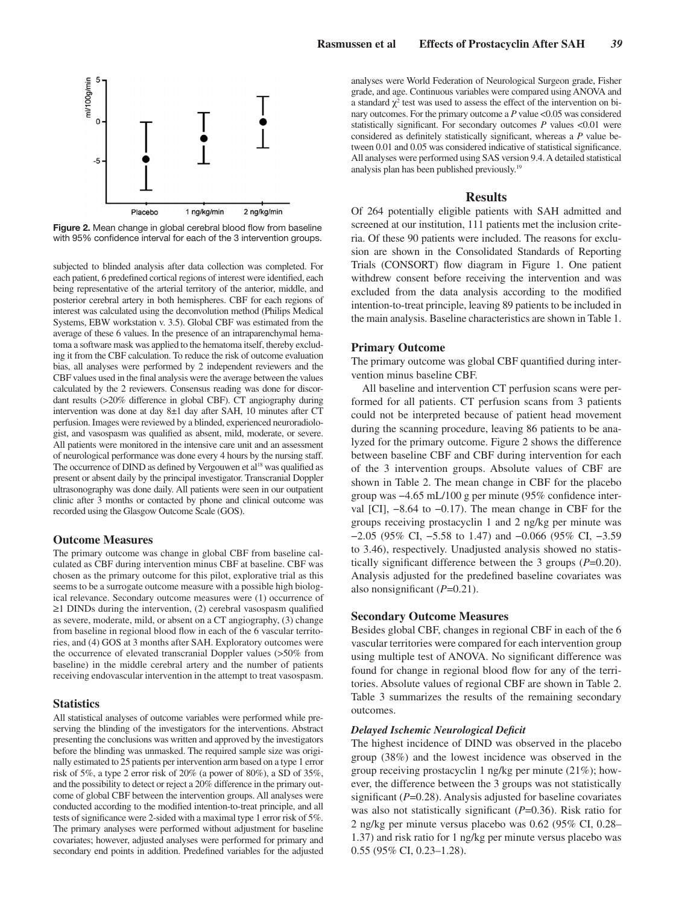Figure 2. Mean change in global cerebral blood flow from baseline with 95% confidence interval for each of the 3 intervention groups.

subjected to blinded analysis after data collection was completed. For each patient, 6 predefined cortical regions of interest were identified, each being representative of the arterial territory of the anterior, middle, and posterior cerebral artery in both hemispheres. CBF for each regions of interest was calculated using the deconvolution method (Philips Medical Systems, EBW workstation v. 3.5). Global CBF was estimated from the average of these 6 values. In the presence of an intraparenchymal hematoma a software mask was applied to the hematoma itself, thereby excluding it from the CBF calculation. To reduce the risk of outcome evaluation bias, all analyses were performed by 2 independent reviewers and the CBF values used in the final analysis were the average between the values calculated by the 2 reviewers. Consensus reading was done for discordant results (>20% difference in global CBF). CT angiography during intervention was done at day 8±1 day after SAH, 10 minutes after CT perfusion. Images were reviewed by a blinded, experienced neuroradiologist, and vasospasm was qualified as absent, mild, moderate, or severe. All patients were monitored in the intensive care unit and an assessment of neurological performance was done every 4 hours by the nursing staff. The occurrence of DIND as defined by Vergouwen et al[18] was qualified as present or absent daily by the principal investigator. Transcranial Doppler ultrasonography was done daily. All patients were seen in our outpatient clinic after 3 months or contacted by phone and clinical outcome was recorded using the Glasgow Outcome Scale (GOS).

## Outcome Measures

The primary outcome was change in global CBF from baseline calculated as CBF during intervention minus CBF at baseline. CBF was chosen as the primary outcome for this pilot, explorative trial as this seems to be a surrogate outcome measure with a possible high biological relevance. Secondary outcome measures were (1) occurrence of ≥1 DINDs during the intervention, (2) cerebral vasospasm qualified as severe, moderate, mild, or absent on a CT angiography, (3) change from baseline in regional blood flow in each of the 6 vascular territories, and (4) GOS at 3 months after SAH. Exploratory outcomes were the occurrence of elevated transcranial Doppler values (>50% from baseline) in the middle cerebral artery and the number of patients receiving endovascular intervention in the attempt to treat vasospasm.

## Statistics

All statistical analyses of outcome variables were performed while preserving the blinding of the investigators for the interventions. Abstract presenting the conclusions was written and approved by the investigators before the blinding was unmasked. The required sample size was originally estimated to 25 patients per intervention arm based on a type 1 error risk of 5%, a type 2 error risk of 20% (a power of 80%), a SD of 35%, and the possibility to detect or reject a 20% difference in the primary outcome of global CBF between the intervention groups. All analyses were conducted according to the modified intention-to-treat principle, and all tests of significance were 2-sided with a maximal type 1 error risk of 5%. The primary analyses were performed without adjustment for baseline covariates; however, adjusted analyses were performed for primary and secondary end points in addition. Predefined variables for the adjusted analyses were World Federation of Neurological Surgeon grade, Fisher grade, and age. Continuous variables were compared using ANOVA and a standard $\chi^2$ test was used to assess the effect of the intervention on binary outcomes. For the primary outcome a *P* value <0.05 was considered statistically significant. For secondary outcomes *P* values <0.01 were considered as definitely statistically significant, whereas a *P* value between 0.01 and 0.05 was considered indicative of statistical significance. All analyses were performed using SAS version 9.4. A detailed statistical analysis plan has been published previously.[19]

# Results

Of 264 potentially eligible patients with SAH admitted and screened at our institution, 111 patients met the inclusion criteria. Of these 90 patients were included. The reasons for exclusion are shown in the Consolidated Standards of Reporting Trials (CONSORT) flow diagram in Figure 1. One patient withdrew consent before receiving the intervention and was excluded from the data analysis according to the modified intention-to-treat principle, leaving 89 patients to be included in the main analysis. Baseline characteristics are shown in Table 1.

## Primary Outcome

The primary outcome was global CBF quantified during intervention minus baseline CBF.

All baseline and intervention CT perfusion scans were performed for all patients. CT perfusion scans from 3 patients could not be interpreted because of patient head movement during the scanning procedure, leaving 86 patients to be analyzed for the primary outcome. Figure 2 shows the difference between baseline CBF and CBF during intervention for each of the 3 intervention groups. Absolute values of CBF are shown in Table 2. The mean change in CBF for the placebo group was −4.65 mL/100 g per minute (95% confidence interval [CI], −8.64 to −0.17). The mean change in CBF for the groups receiving prostacyclin 1 and 2 ng/kg per minute was −2.05 (95% CI, −5.58 to 1.47) and −0.066 (95% CI, −3.59 to 3.46), respectively. Unadjusted analysis showed no statistically significant difference between the 3 groups (*P*=0.20). Analysis adjusted for the predefined baseline covariates was also nonsignificant (*P*=0.21).

## Secondary Outcome Measures

Besides global CBF, changes in regional CBF in each of the 6 vascular territories were compared for each intervention group using multiple test of ANOVA. No significant difference was found for change in regional blood flow for any of the territories. Absolute values of regional CBF are shown in Table 2. Table 3 summarizes the results of the remaining secondary outcomes.

### *Delayed Ischemic Neurological Deficit*

The highest incidence of DIND was observed in the placebo group (38%) and the lowest incidence was observed in the group receiving prostacyclin 1 ng/kg per minute (21%); however, the difference between the 3 groups was not statistically significant (*P*=0.28). Analysis adjusted for baseline covariates was also not statistically significant (*P*=0.36). Risk ratio for 2 ng/kg per minute versus placebo was 0.62 (95% CI, 0.28–1.37) and risk ratio for 1 ng/kg per minute versus placebo was 0.55 (95% CI, 0.23–1.28).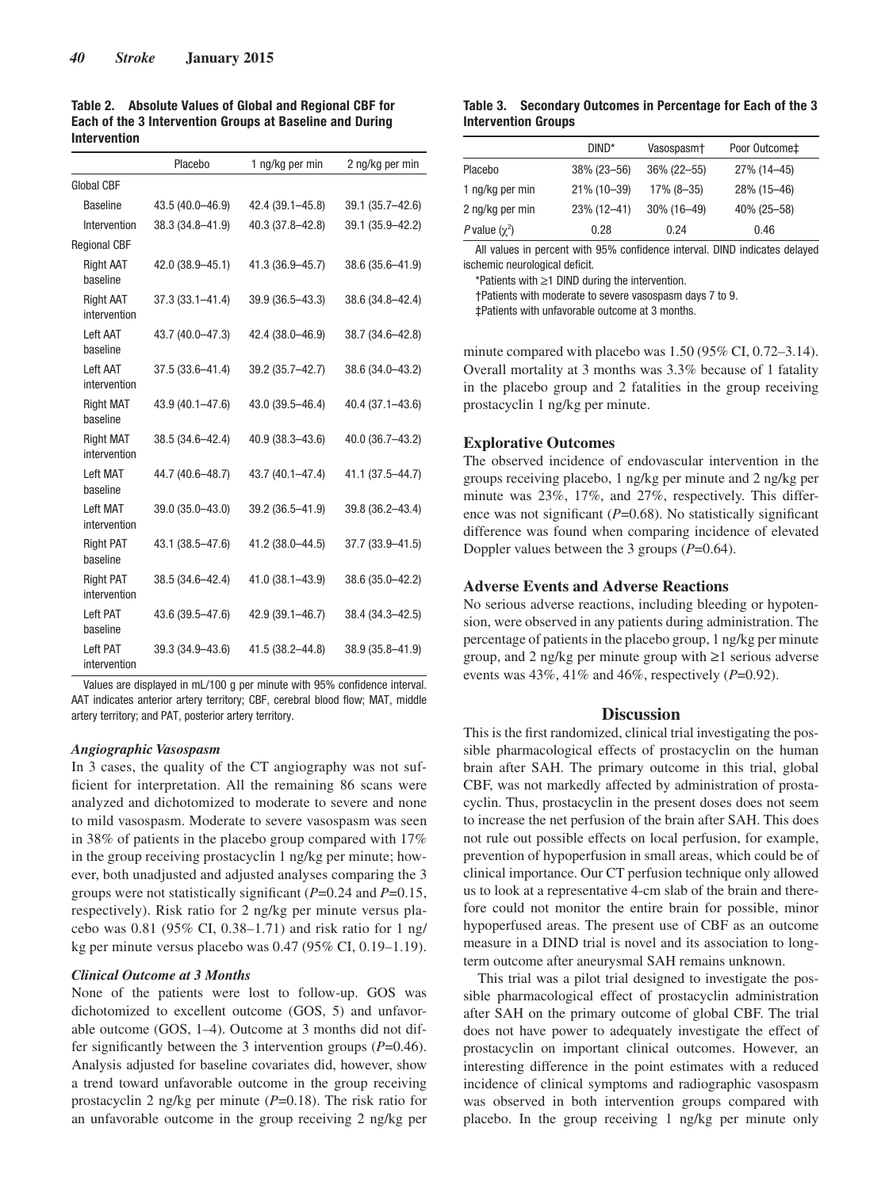**Table 2. Absolute Values of Global and Regional CBF for Each of the 3 Intervention Groups at Baseline and During Intervention**

| | Placebo | 1 ng/kg per min | 2 ng/kg per min |
|---|---|---|---|
| Global CBF | | | |
| Baseline | 43.5 (40.0–46.9) | 42.4 (39.1–45.8) | 39.1 (35.7–42.6) |
| Intervention | 38.3 (34.8–41.9) | 40.3 (37.8–42.8) | 39.1 (35.9–42.2) |
| Regional CBF | | | |
| Right AAT baseline | 42.0 (38.9–45.1) | 41.3 (36.9–45.7) | 38.6 (35.6–41.9) |
| Right AAT intervention | 37.3 (33.1–41.4) | 39.9 (36.5–43.3) | 38.6 (34.8–42.4) |
| Left AAT baseline | 43.7 (40.0–47.3) | 42.4 (38.0–46.9) | 38.7 (34.6–42.8) |
| Left AAT intervention | 37.5 (33.6–41.4) | 39.2 (35.7–42.7) | 38.6 (34.0–43.2) |
| Right MAT baseline | 43.9 (40.1–47.6) | 43.0 (39.5–46.4) | 40.4 (37.1–43.6) |
| Right MAT intervention | 38.5 (34.6–42.4) | 40.9 (38.3–43.6) | 40.0 (36.7–43.2) |
| Left MAT baseline | 44.7 (40.6–48.7) | 43.7 (40.1–47.4) | 41.1 (37.5–44.7) |
| Left MAT intervention | 39.0 (35.0–43.0) | 39.2 (36.5–41.9) | 39.8 (36.2–43.4) |
| Right PAT baseline | 43.1 (38.5–47.6) | 41.2 (38.0–44.5) | 37.7 (33.9–41.5) |
| Right PAT intervention | 38.5 (34.6–42.4) | 41.0 (38.1–43.9) | 38.6 (35.0–42.2) |
| Left PAT baseline | 43.6 (39.5–47.6) | 42.9 (39.1–46.7) | 38.4 (34.3–42.5) |
| Left PAT intervention | 39.3 (34.9–43.6) | 41.5 (38.2–44.8) | 38.9 (35.8–41.9) |

Values are displayed in mL/100 g per minute with 95% confidence interval. AAT indicates anterior artery territory; CBF, cerebral blood flow; MAT, middle artery territory; and PAT, posterior artery territory.

### *Angiographic Vasospasm*

In 3 cases, the quality of the CT angiography was not sufficient for interpretation. All the remaining 86 scans were analyzed and dichotomized to moderate to severe and none to mild vasospasm. Moderate to severe vasospasm was seen in 38% of patients in the placebo group compared with 17% in the group receiving prostacyclin 1 ng/kg per minute; however, both unadjusted and adjusted analyses comparing the 3 groups were not statistically significant ($P$=0.24 and $P$=0.15, respectively). Risk ratio for 2 ng/kg per minute versus placebo was 0.81 (95% CI, 0.38–1.71) and risk ratio for 1 ng/kg per minute versus placebo was 0.47 (95% CI, 0.19–1.19).

### *Clinical Outcome at 3 Months*

None of the patients were lost to follow-up. GOS was dichotomized to excellent outcome (GOS, 5) and unfavorable outcome (GOS, 1–4). Outcome at 3 months did not differ significantly between the 3 intervention groups ($P$=0.46). Analysis adjusted for baseline covariates did, however, show a trend toward unfavorable outcome in the group receiving prostacyclin 2 ng/kg per minute ($P$=0.18). The risk ratio for an unfavorable outcome in the group receiving 2 ng/kg per minute compared with placebo was 1.50 (95% CI, 0.72–3.14). Overall mortality at 3 months was 3.3% because of 1 fatality in the placebo group and 2 fatalities in the group receiving prostacyclin 1 ng/kg per minute.

**Table 3. Secondary Outcomes in Percentage for Each of the 3 Intervention Groups**

| | DIND* | Vasospasm† | Poor Outcome‡ |
|---|---|---|---|
| Placebo | 38% (23–56) | 36% (22–55) | 27% (14–45) |
| 1 ng/kg per min | 21% (10–39) | 17% (8–35) | 28% (15–46) |
| 2 ng/kg per min | 23% (12–41) | 30% (16–49) | 40% (25–58) |
| $P$ value ($\chi^2$) | 0.28 | 0.24 | 0.46 |

All values in percent with 95% confidence interval. DIND indicates delayed ischemic neurological deficit.

*Patients with ≥1 DIND during the intervention.

†Patients with moderate to severe vasospasm days 7 to 9.

‡Patients with unfavorable outcome at 3 months.

## Explorative Outcomes

The observed incidence of endovascular intervention in the groups receiving placebo, 1 ng/kg per minute and 2 ng/kg per minute was 23%, 17%, and 27%, respectively. This difference was not significant ($P$=0.68). No statistically significant difference was found when comparing incidence of elevated Doppler values between the 3 groups ($P$=0.64).

## Adverse Events and Adverse Reactions

No serious adverse reactions, including bleeding or hypotension, were observed in any patients during administration. The percentage of patients in the placebo group, 1 ng/kg per minute group, and 2 ng/kg per minute group with ≥1 serious adverse events was 43%, 41% and 46%, respectively ($P$=0.92).

# Discussion

This is the first randomized, clinical trial investigating the possible pharmacological effects of prostacyclin on the human brain after SAH. The primary outcome in this trial, global CBF, was not markedly affected by administration of prostacyclin. Thus, prostacyclin in the present doses does not seem to increase the net perfusion of the brain after SAH. This does not rule out possible effects on local perfusion, for example, prevention of hypoperfusion in small areas, which could be of clinical importance. Our CT perfusion technique only allowed us to look at a representative 4-cm slab of the brain and therefore could not monitor the entire brain for possible, minor hypoperfused areas. The present use of CBF as an outcome measure in a DIND trial is novel and its association to long-term outcome after aneurysmal SAH remains unknown.

This trial was a pilot trial designed to investigate the possible pharmacological effect of prostacyclin administration after SAH on the primary outcome of global CBF. The trial does not have power to adequately investigate the effect of prostacyclin on important clinical outcomes. However, an interesting difference in the point estimates with a reduced incidence of clinical symptoms and radiographic vasospasm was observed in both intervention groups compared with placebo. In the group receiving 1 ng/kg per minute only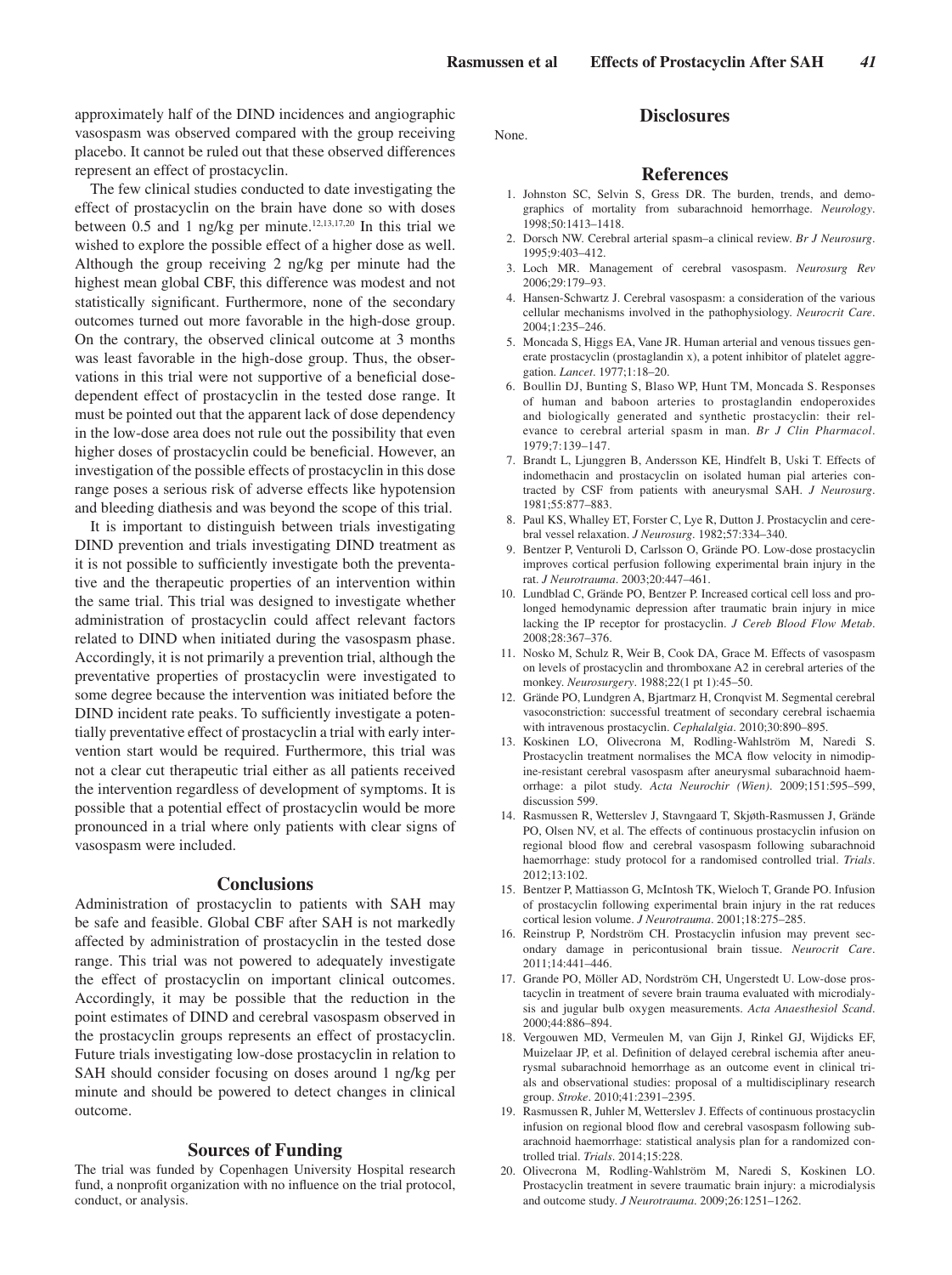approximately half of the DIND incidences and angiographic vasospasm was observed compared with the group receiving placebo. It cannot be ruled out that these observed differences represent an effect of prostacyclin.

The few clinical studies conducted to date investigating the effect of prostacyclin on the brain have done so with doses between 0.5 and 1 ng/kg per minute.[12,13,17,20] In this trial we wished to explore the possible effect of a higher dose as well. Although the group receiving 2 ng/kg per minute had the highest mean global CBF, this difference was modest and not statistically significant. Furthermore, none of the secondary outcomes turned out more favorable in the high-dose group. On the contrary, the observed clinical outcome at 3 months was least favorable in the high-dose group. Thus, the observations in this trial were not supportive of a beneficial dose-dependent effect of prostacyclin in the tested dose range. It must be pointed out that the apparent lack of dose dependency in the low-dose area does not rule out the possibility that even higher doses of prostacyclin could be beneficial. However, an investigation of the possible effects of prostacyclin in this dose range poses a serious risk of adverse effects like hypotension and bleeding diathesis and was beyond the scope of this trial.

It is important to distinguish between trials investigating DIND prevention and trials investigating DIND treatment as it is not possible to sufficiently investigate both the preventative and the therapeutic properties of an intervention within the same trial. This trial was designed to investigate whether administration of prostacyclin could affect relevant factors related to DIND when initiated during the vasospasm phase. Accordingly, it is not primarily a prevention trial, although the preventative properties of prostacyclin were investigated to some degree because the intervention was initiated before the DIND incident rate peaks. To sufficiently investigate a potentially preventative effect of prostacyclin a trial with early intervention start would be required. Furthermore, this trial was not a clear cut therapeutic trial either as all patients received the intervention regardless of development of symptoms. It is possible that a potential effect of prostacyclin would be more pronounced in a trial where only patients with clear signs of vasospasm were included.

## Conclusions

Administration of prostacyclin to patients with SAH may be safe and feasible. Global CBF after SAH is not markedly affected by administration of prostacyclin in the tested dose range. This trial was not powered to adequately investigate the effect of prostacyclin on important clinical outcomes. Accordingly, it may be possible that the reduction in the point estimates of DIND and cerebral vasospasm observed in the prostacyclin groups represents an effect of prostacyclin. Future trials investigating low-dose prostacyclin in relation to SAH should consider focusing on doses around 1 ng/kg per minute and should be powered to detect changes in clinical outcome.

## Sources of Funding

The trial was funded by Copenhagen University Hospital research fund, a nonprofit organization with no influence on the trial protocol, conduct, or analysis.

## Disclosures

None.

## References

1. Johnston SC, Selvin S, Gress DR. The burden, trends, and demographics of mortality from subarachnoid hemorrhage. *Neurology*. 1998;50:1413–1418.
2. Dorsch NW. Cerebral arterial spasm–a clinical review. *Br J Neurosurg*. 1995;9:403–412.
3. Loch MR. Management of cerebral vasospasm. *Neurosurg Rev* 2006;29:179–93.
4. Hansen-Schwartz J. Cerebral vasospasm: a consideration of the various cellular mechanisms involved in the pathophysiology. *Neurocrit Care*. 2004;1:235–246.
5. Moncada S, Higgs EA, Vane JR. Human arterial and venous tissues generate prostacyclin (prostaglandin x), a potent inhibitor of platelet aggregation. *Lancet*. 1977;1:18–20.
6. Boullin DJ, Bunting S, Blaso WP, Hunt TM, Moncada S. Responses of human and baboon arteries to prostaglandin endoperoxides and biologically generated and synthetic prostacyclin: their relevance to cerebral arterial spasm in man. *Br J Clin Pharmacol*. 1979;7:139–147.
7. Brandt L, Ljunggren B, Andersson KE, Hindfelt B, Uski T. Effects of indomethacin and prostacyclin on isolated human pial arteries contracted by CSF from patients with aneurysmal SAH. *J Neurosurg*. 1981;55:877–883.
8. Paul KS, Whalley ET, Forster C, Lye R, Dutton J. Prostacyclin and cerebral vessel relaxation. *J Neurosurg*. 1982;57:334–340.
9. Bentzer P, Venturoli D, Carlsson O, Grände PO. Low-dose prostacyclin improves cortical perfusion following experimental brain injury in the rat. *J Neurotrauma*. 2003;20:447–461.
10. Lundblad C, Grände PO, Bentzer P. Increased cortical cell loss and prolonged hemodynamic depression after traumatic brain injury in mice lacking the IP receptor for prostacyclin. *J Cereb Blood Flow Metab*. 2008;28:367–376.
11. Nosko M, Schulz R, Weir B, Cook DA, Grace M. Effects of vasospasm on levels of prostacyclin and thromboxane A2 in cerebral arteries of the monkey. *Neurosurgery*. 1988;22(1 pt 1):45–50.
12. Grände PO, Lundgren A, Bjartmarz H, Cronqvist M. Segmental cerebral vasoconstriction: successful treatment of secondary cerebral ischaemia with intravenous prostacyclin. *Cephalalgia*. 2010;30:890–895.
13. Koskinen LO, Olivecrona M, Rodling-Wahlström M, Naredi S. Prostacyclin treatment normalises the MCA flow velocity in nimodipine-resistant cerebral vasospasm after aneurysmal subarachnoid haemorrhage: a pilot study. *Acta Neurochir (Wien)*. 2009;151:595–599, discussion 599.
14. Rasmussen R, Wetterslev J, Stavngaard T, Skjøth-Rasmussen J, Grände PO, Olsen NV, et al. The effects of continuous prostacyclin infusion on regional blood flow and cerebral vasospasm following subarachnoid haemorrhage: study protocol for a randomised controlled trial. *Trials*. 2012;13:102.
15. Bentzer P, Mattiasson G, McIntosh TK, Wieloch T, Grande PO. Infusion of prostacyclin following experimental brain injury in the rat reduces cortical lesion volume. *J Neurotrauma*. 2001;18:275–285.
16. Reinstrup P, Nordström CH. Prostacyclin infusion may prevent secondary damage in pericontusional brain tissue. *Neurocrit Care*. 2011;14:441–446.
17. Grande PO, Möller AD, Nordström CH, Ungerstedt U. Low-dose prostacyclin in treatment of severe brain trauma evaluated with microdialysis and jugular bulb oxygen measurements. *Acta Anaesthesiol Scand*. 2000;44:886–894.
18. Vergouwen MD, Vermeulen M, van Gijn J, Rinkel GJ, Wijdicks EF, Muizelaar JP, et al. Definition of delayed cerebral ischemia after aneurysmal subarachnoid hemorrhage as an outcome event in clinical trials and observational studies: proposal of a multidisciplinary research group. *Stroke*. 2010;41:2391–2395.
19. Rasmussen R, Juhler M, Wetterslev J. Effects of continuous prostacyclin infusion on regional blood flow and cerebral vasospasm following subarachnoid haemorrhage: statistical analysis plan for a randomized controlled trial. *Trials*. 2014;15:228.
20. Olivecrona M, Rodling-Wahlström M, Naredi S, Koskinen LO. Prostacyclin treatment in severe traumatic brain injury: a microdialysis and outcome study. *J Neurotrauma*. 2009;26:1251–1262.